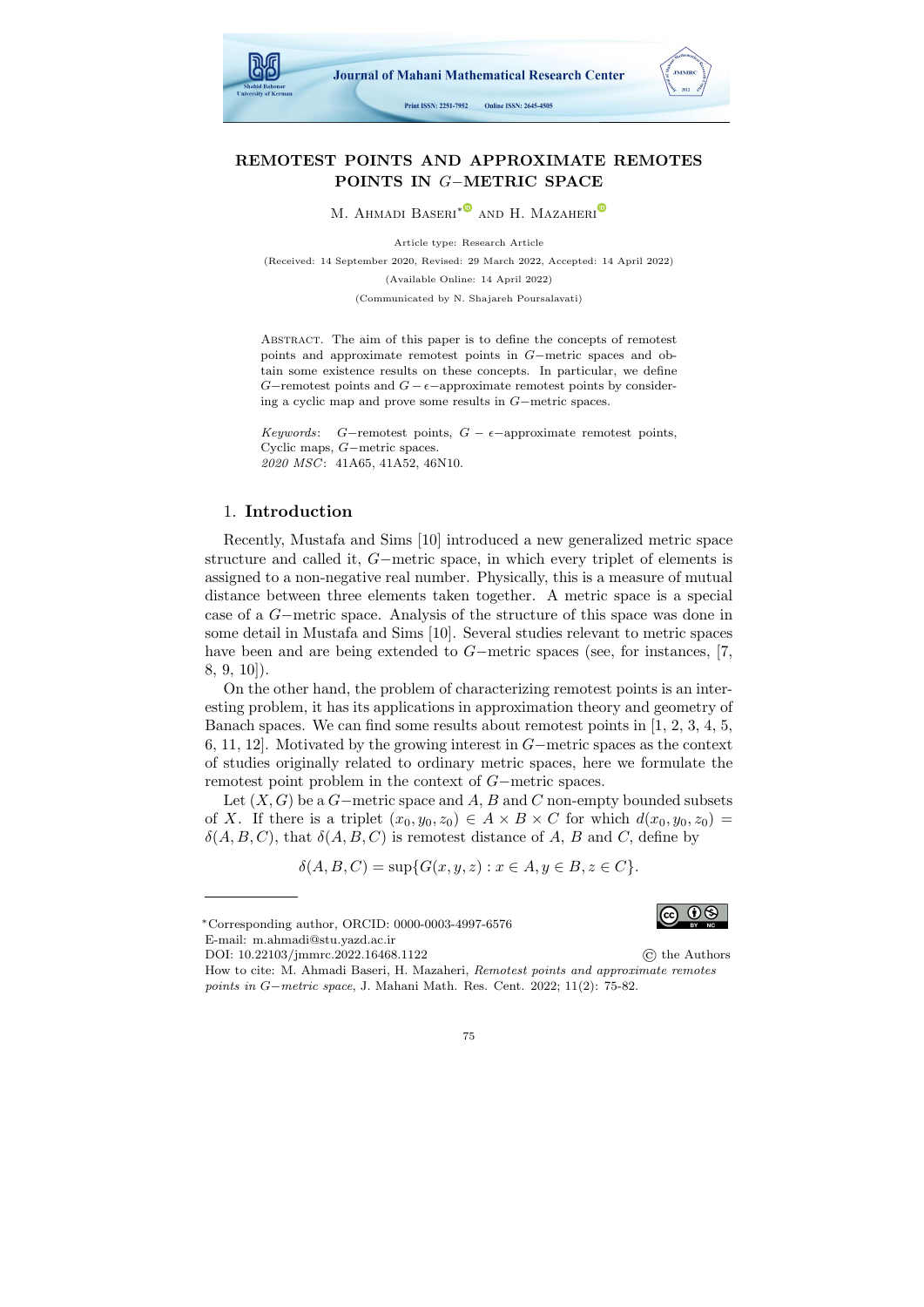# REMOTEST POINTS AND APPROXIMATE REMOTES POINTS IN $G-$METRIC SPACE

M. Ahmadi Baseri* and H. Mazaheri

Article type: Research Article

(Received: 14 September 2020, Revised: 29 March 2022, Accepted: 14 April 2022)

(Available Online: 14 April 2022)

(Communicated by N. Shajareh Poursalavati)

Abstract. The aim of this paper is to define the concepts of remotest points and approximate remotest points in $G-$metric spaces and obtain some existence results on these concepts. In particular, we define $G-$remotest points and $G-\epsilon-$approximate remotest points by considering a cyclic map and prove some results in $G-$metric spaces.

*Keywords*: $G-$remotest points, $G-\epsilon-$approximate remotest points, Cyclic maps, $G-$metric spaces.
*2020 MSC*: 41A65, 41A52, 46N10.

## 1. Introduction

Recently, Mustafa and Sims [10] introduced a new generalized metric space structure and called it, $G-$metric space, in which every triplet of elements is assigned to a non-negative real number. Physically, this is a measure of mutual distance between three elements taken together. A metric space is a special case of a $G-$metric space. Analysis of the structure of this space was done in some detail in Mustafa and Sims [10]. Several studies relevant to metric spaces have been and are being extended to $G-$metric spaces (see, for instances, [7, 8, 9, 10]).

On the other hand, the problem of characterizing remotest points is an interesting problem, it has its applications in approximation theory and geometry of Banach spaces. We can find some results about remotest points in [1, 2, 3, 4, 5, 6, 11, 12]. Motivated by the growing interest in $G-$metric spaces as the context of studies originally related to ordinary metric spaces, here we formulate the remotest point problem in the context of $G-$metric spaces.

Let $(X, G)$ be a $G-$metric space and $A$, $B$ and $C$ non-empty bounded subsets of $X$. If there is a triplet $(x_0, y_0, z_0) \in A \times B \times C$ for which $d(x_0, y_0, z_0) = \delta(A, B, C)$, that $\delta(A, B, C)$ is remotest distance of $A$, $B$ and $C$, define by

$$\delta(A, B, C) = \sup\{G(x, y, z) : x \in A, y \in B, z \in C\}.$$

---

*Corresponding author, ORCID: 0000-0003-4997-6576
E-mail: m.ahmadi@stu.yazd.ac.ir
DOI: 10.22103/jmmrc.2022.16468.1122
© the Authors
How to cite: M. Ahmadi Baseri, H. Mazaheri, *Remotest points and approximate remotes points in $G-$metric space*, J. Mahani Math. Res. Cent. 2022; 11(2): 75-82.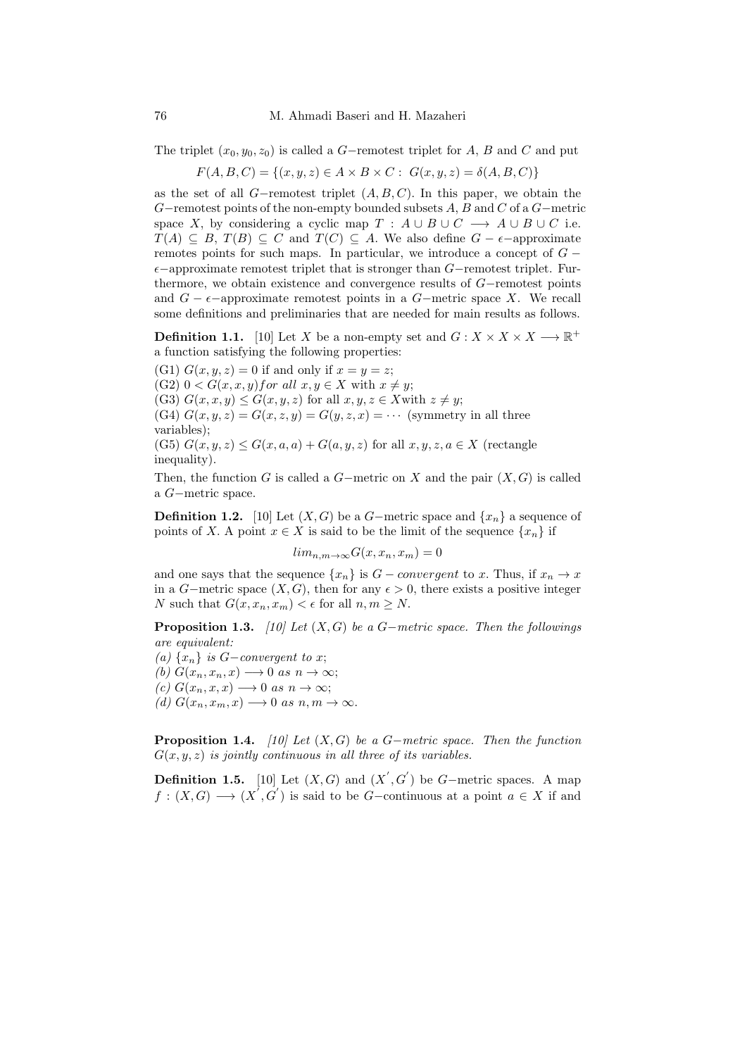The triplet $(x_0, y_0, z_0)$ is called a $G-$remotest triplet for $A$, $B$ and $C$ and put

$$F(A, B, C) = \{(x, y, z) \in A \times B \times C : \ G(x, y, z) = \delta(A, B, C)\}$$

as the set of all $G-$remotest triplet $(A, B, C)$. In this paper, we obtain the $G-$remotest points of the non-empty bounded subsets $A$, $B$ and $C$ of a $G-$metric space $X$, by considering a cyclic map $T : A \cup B \cup C \longrightarrow A \cup B \cup C$ i.e. $T(A) \subseteq B$, $T(B) \subseteq C$ and $T(C) \subseteq A$. We also define $G - \epsilon-$approximate remotes points for such maps. In particular, we introduce a concept of $G - \epsilon-$approximate remotest triplet that is stronger than $G-$remotest triplet. Furthermore, we obtain existence and convergence results of $G-$remotest points and $G - \epsilon-$approximate remotest points in a $G-$metric space $X$. We recall some definitions and preliminaries that are needed for main results as follows.

**Definition 1.1.** [10] Let $X$ be a non-empty set and $G : X \times X \times X \longrightarrow \mathbb{R}^+$ a function satisfying the following properties:

(G1) $G(x, y, z) = 0$ if and only if $x = y = z$;
(G2) $0 < G(x, x, y) for\ all\ x, y \in X$ with $x \neq y$;
(G3) $G(x, x, y) \leq G(x, y, z)$ for all $x, y, z \in X$with $z \neq y$;
(G4) $G(x, y, z) = G(x, z, y) = G(y, z, x) = \cdots$ (symmetry in all three variables);
(G5) $G(x, y, z) \leq G(x, a, a) + G(a, y, z)$ for all $x, y, z, a \in X$ (rectangle inequality).

Then, the function $G$ is called a $G-$metric on $X$ and the pair $(X, G)$ is called a $G-$metric space.

**Definition 1.2.** [10] Let $(X, G)$ be a $G-$metric space and $\{x_n\}$ a sequence of points of $X$. A point $x \in X$ is said to be the limit of the sequence $\{x_n\}$ if

$$lim_{n,m\to\infty} G(x, x_n, x_m) = 0$$

and one says that the sequence $\{x_n\}$ is $G - convergent$ to $x$. Thus, if $x_n \to x$ in a $G-$metric space $(X, G)$, then for any $\epsilon > 0$, there exists a positive integer $N$ such that $G(x, x_n, x_m) < \epsilon$ for all $n, m \geq N$.

**Proposition 1.3.** *[10] Let $(X, G)$ be a $G-$metric space. Then the followings are equivalent:*
*(a) $\{x_n\}$ is $G-$convergent to $x$;*
*(b) $G(x_n, x_n, x) \longrightarrow 0$ as $n \to \infty$;*
*(c) $G(x_n, x, x) \longrightarrow 0$ as $n \to \infty$;*
*(d) $G(x_n, x_m, x) \longrightarrow 0$ as $n, m \to \infty$.*

**Proposition 1.4.** *[10] Let $(X, G)$ be a $G-$metric space. Then the function $G(x, y, z)$ is jointly continuous in all three of its variables.*

**Definition 1.5.** [10] Let $(X, G)$ and $(X', G')$ be $G-$metric spaces. A map $f : (X, G) \longrightarrow (X', G')$ is said to be $G-$continuous at a point $a \in X$ if and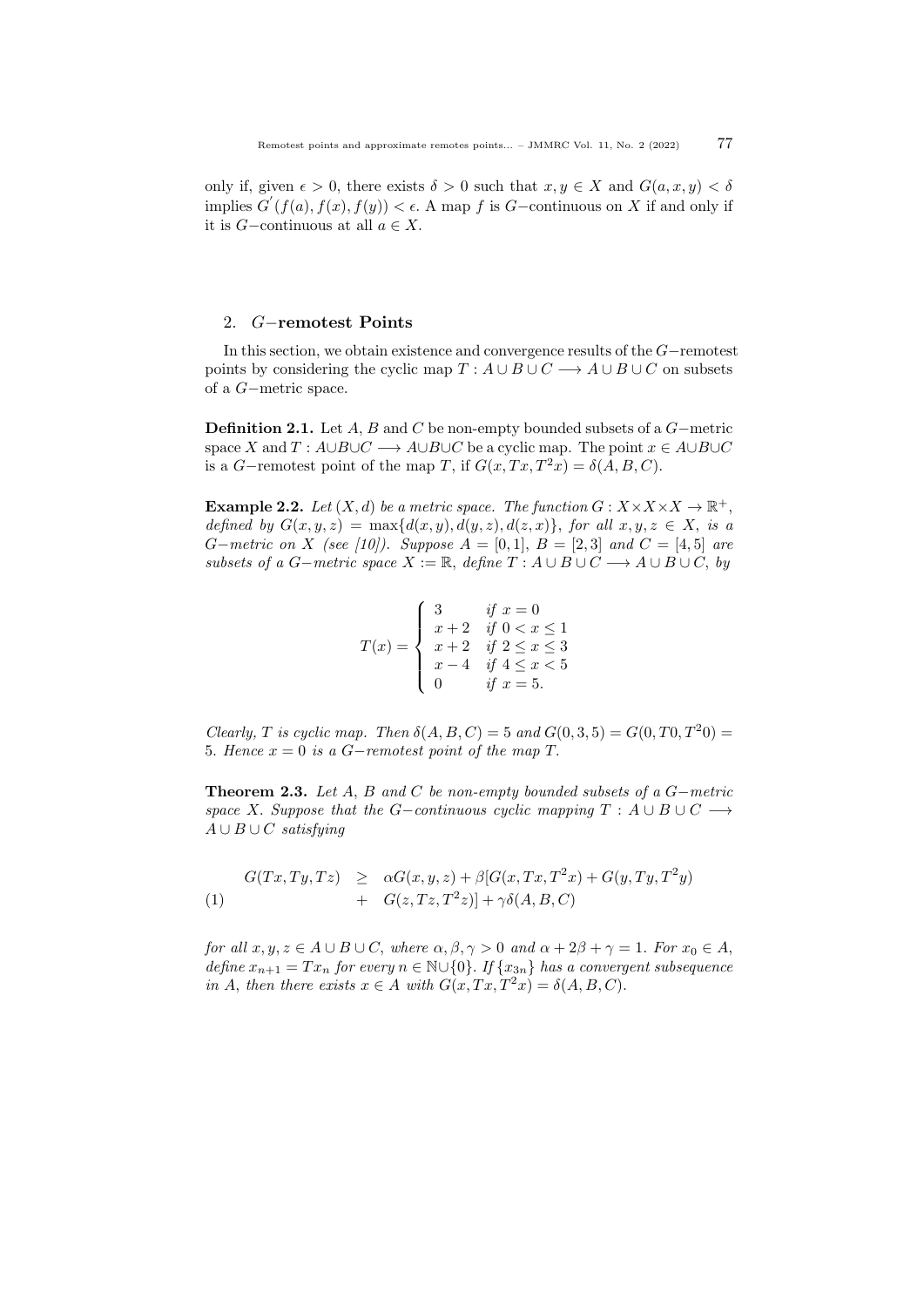only if, given $\epsilon > 0$, there exists $\delta > 0$ such that $x, y \in X$ and $G(a, x, y) < \delta$ implies $G^{'}(f(a), f(x), f(y)) < \epsilon$. A map $f$ is $G-$continuous on $X$ if and only if it is $G$-continuous at all $a \in X$.

## 2. $G-$remotest Points

In this section, we obtain existence and convergence results of the $G-$remotest points by considering the cyclic map $T : A \cup B \cup C \longrightarrow A \cup B \cup C$ on subsets of a $G-$metric space.

**Definition 2.1.** Let $A$, $B$ and $C$ be non-empty bounded subsets of a $G-$metric space $X$ and $T : A\cup B\cup C \longrightarrow A\cup B\cup C$ be a cyclic map. The point $x \in A\cup B\cup C$ is a $G-$remotest point of the map $T$, if $G(x, Tx, T^2x) = \delta(A, B, C)$.

**Example 2.2.** *Let $(X, d)$ be a metric space. The function $G : X\times X\times X \to \mathbb{R}^+$, defined by $G(x, y, z) = \max\{d(x, y), d(y, z), d(z, x)\}$, for all $x, y, z \in X$, is a $G-$metric on $X$ (see [10]). Suppose $A = [0, 1]$, $B = [2, 3]$ and $C = [4, 5]$ are subsets of a $G-$metric space $X := \mathbb{R}$, define $T : A \cup B \cup C \longrightarrow A \cup B \cup C$, by*

$$T(x) = \begin{cases} 3 & if\ x = 0 \\ x + 2 & if\ 0 < x \leq 1 \\ x + 2 & if\ 2 \leq x \leq 3 \\ x - 4 & if\ 4 \leq x < 5 \\ 0 & if\ x = 5. \end{cases}$$

*Clearly, $T$ is cyclic map. Then $\delta(A, B, C) = 5$ and $G(0, 3, 5) = G(0, T0, T^20) = 5$. Hence $x = 0$ is a $G-$remotest point of the map $T$.*

**Theorem 2.3.** *Let $A$, $B$ and $C$ be non-empty bounded subsets of a $G-$metric space $X$. Suppose that the $G-$continuous cyclic mapping $T : A \cup B \cup C \longrightarrow A \cup B \cup C$ satisfying*

$$\begin{aligned} G(Tx, Ty, Tz) \ &\geq \ \alpha G(x, y, z) + \beta[G(x, Tx, T^2x) + G(y, Ty, T^2y) \\ &+ \ G(z, Tz, T^2z)] + \gamma\delta(A, B, C) \end{aligned} \tag{1}$$

*for all $x, y, z \in A \cup B \cup C$, where $\alpha, \beta, \gamma > 0$ and $\alpha + 2\beta + \gamma = 1$. For $x_0 \in A$, define $x_{n+1} = Tx_n$ for every $n \in \mathbb{N}\cup\{0\}$. If $\{x_{3n}\}$ has a convergent subsequence in $A$, then there exists $x \in A$ with $G(x, Tx, T^2x) = \delta(A, B, C)$.*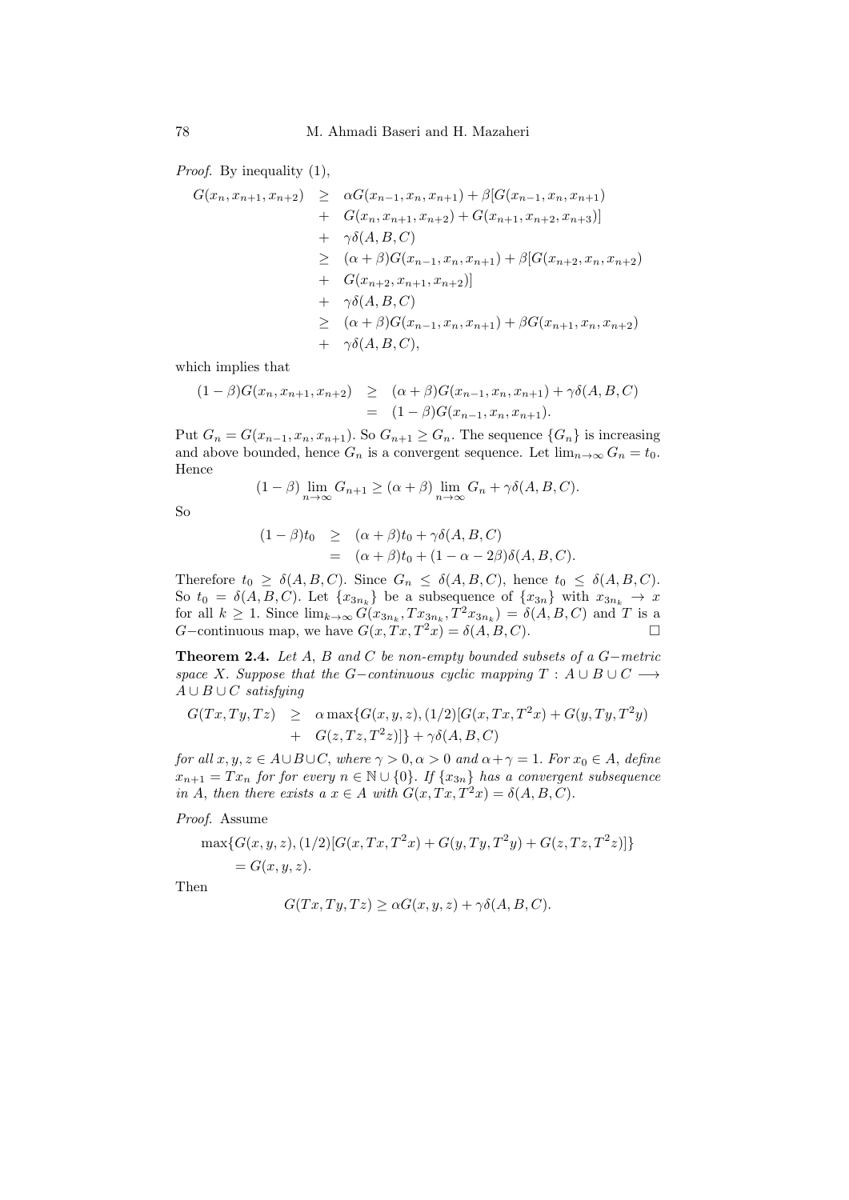*Proof.* By inequality (1),

$$
\begin{aligned}
G(x_n, x_{n+1}, x_{n+2}) &\geq \alpha G(x_{n-1}, x_n, x_{n+1}) + \beta[G(x_{n-1}, x_n, x_{n+1}) \\
&+ G(x_n, x_{n+1}, x_{n+2}) + G(x_{n+1}, x_{n+2}, x_{n+3})] \\
&+ \gamma\delta(A, B, C) \\
&\geq (\alpha + \beta)G(x_{n-1}, x_n, x_{n+1}) + \beta[G(x_{n+2}, x_n, x_{n+2}) \\
&+ G(x_{n+2}, x_{n+1}, x_{n+2})] \\
&+ \gamma\delta(A, B, C) \\
&\geq (\alpha + \beta)G(x_{n-1}, x_n, x_{n+1}) + \beta G(x_{n+1}, x_n, x_{n+2}) \\
&+ \gamma\delta(A, B, C),
\end{aligned}
$$

which implies that

$$
\begin{aligned}
(1 - \beta)G(x_n, x_{n+1}, x_{n+2}) &\geq (\alpha + \beta)G(x_{n-1}, x_n, x_{n+1}) + \gamma\delta(A, B, C) \\
&= (1 - \beta)G(x_{n-1}, x_n, x_{n+1}).
\end{aligned}
$$

Put $G_n = G(x_{n-1}, x_n, x_{n+1})$. So $G_{n+1} \geq G_n$. The sequence $\{G_n\}$ is increasing and above bounded, hence $G_n$ is a convergent sequence. Let $\lim_{n\to\infty} G_n = t_0$. Hence

$$
(1 - \beta) \lim_{n\to\infty} G_{n+1} \geq (\alpha + \beta) \lim_{n\to\infty} G_n + \gamma\delta(A, B, C).
$$

So

$$
\begin{aligned}
(1 - \beta)t_0 &\geq (\alpha + \beta)t_0 + \gamma\delta(A, B, C) \\
&= (\alpha + \beta)t_0 + (1 - \alpha - 2\beta)\delta(A, B, C).
\end{aligned}
$$

Therefore $t_0 \geq \delta(A, B, C)$. Since $G_n \leq \delta(A, B, C)$, hence $t_0 \leq \delta(A, B, C)$. So $t_0 = \delta(A, B, C)$. Let $\{x_{3n_k}\}$ be a subsequence of $\{x_{3n}\}$ with $x_{3n_k} \to x$ for all $k \geq 1$. Since $\lim_{k\to\infty} G(x_{3n_k}, Tx_{3n_k}, T^2x_{3n_k}) = \delta(A, B, C)$ and $T$ is a $G-$continuous map, we have $G(x, Tx, T^2x) = \delta(A, B, C)$. □

**Theorem 2.4.** *Let $A$, $B$ and $C$ be non-empty bounded subsets of a $G-$metric space $X$. Suppose that the $G-$continuous cyclic mapping $T : A \cup B \cup C \longrightarrow A \cup B \cup C$ satisfying*

$$
\begin{aligned}
G(Tx, Ty, Tz) &\geq \alpha \max\{G(x, y, z), (1/2)[G(x, Tx, T^2x) + G(y, Ty, T^2y) \\
&+ G(z, Tz, T^2z)]\} + \gamma\delta(A, B, C)
\end{aligned}
$$

*for all $x, y, z \in A\cup B\cup C$, where $\gamma > 0, \alpha > 0$ and $\alpha+\gamma = 1$. For $x_0 \in A$, define $x_{n+1} = Tx_n$ for for every $n \in \mathbb{N} \cup \{0\}$. If $\{x_{3n}\}$ has a convergent subsequence in $A$, then there exists a $x \in A$ with $G(x, Tx, T^2x) = \delta(A, B, C)$.*

*Proof.* Assume

$$
\begin{aligned}
&\max\{G(x, y, z), (1/2)[G(x, Tx, T^2x) + G(y, Ty, T^2y) + G(z, Tz, T^2z)]\} \\
&\qquad = G(x, y, z).
\end{aligned}
$$

Then

$$
G(Tx, Ty, Tz) \geq \alpha G(x, y, z) + \gamma\delta(A, B, C).
$$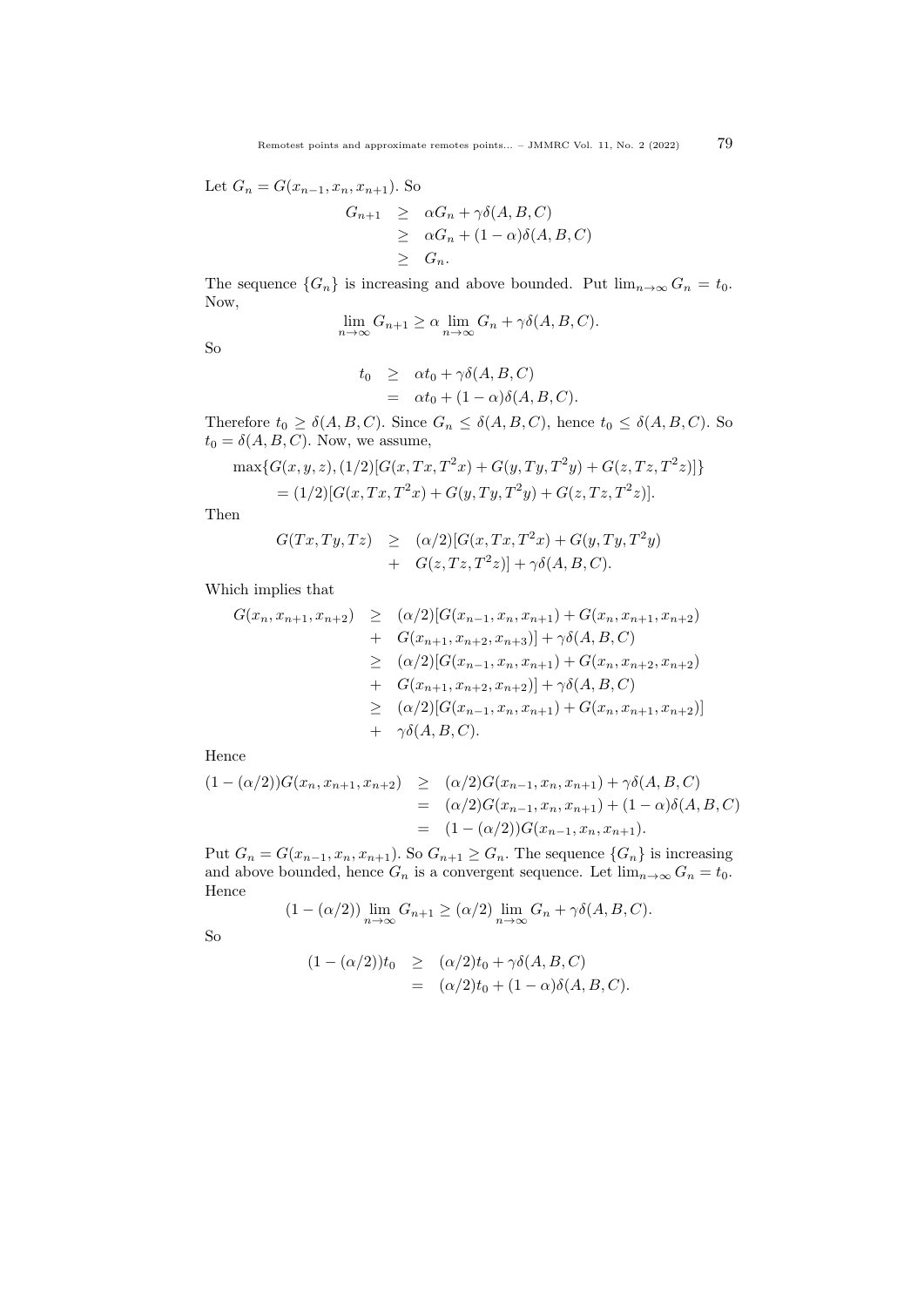Let $G_n = G(x_{n-1}, x_n, x_{n+1})$. So

$$
\begin{aligned}
G_{n+1} &\geq \alpha G_n + \gamma\delta(A, B, C) \\
&\geq \alpha G_n + (1-\alpha)\delta(A, B, C) \\
&\geq G_n.
\end{aligned}
$$

The sequence $\{G_n\}$ is increasing and above bounded. Put $\lim_{n\to\infty} G_n = t_0$. Now,

$$
\lim_{n\to\infty} G_{n+1} \geq \alpha \lim_{n\to\infty} G_n + \gamma\delta(A, B, C).
$$

So

$$
\begin{aligned}
t_0 &\geq \alpha t_0 + \gamma\delta(A, B, C) \\
&= \alpha t_0 + (1-\alpha)\delta(A, B, C).
\end{aligned}
$$

Therefore $t_0 \geq \delta(A, B, C)$. Since $G_n \leq \delta(A, B, C)$, hence $t_0 \leq \delta(A, B, C)$. So $t_0 = \delta(A, B, C)$. Now, we assume,

$$
\begin{aligned}
&\max\{G(x, y, z), (1/2)[G(x, Tx, T^2x) + G(y, Ty, T^2y) + G(z, Tz, T^2z)]\} \\
&= (1/2)[G(x, Tx, T^2x) + G(y, Ty, T^2y) + G(z, Tz, T^2z)].
\end{aligned}
$$

Then

$$
\begin{aligned}
G(Tx, Ty, Tz) &\geq (\alpha/2)[G(x, Tx, T^2x) + G(y, Ty, T^2y) \\
&+ G(z, Tz, T^2z)] + \gamma\delta(A, B, C).
\end{aligned}
$$

Which implies that

$$
\begin{aligned}
G(x_n, x_{n+1}, x_{n+2}) &\geq (\alpha/2)[G(x_{n-1}, x_n, x_{n+1}) + G(x_n, x_{n+1}, x_{n+2}) \\
&+ G(x_{n+1}, x_{n+2}, x_{n+3})] + \gamma\delta(A, B, C) \\
&\geq (\alpha/2)[G(x_{n-1}, x_n, x_{n+1}) + G(x_n, x_{n+2}, x_{n+2}) \\
&+ G(x_{n+1}, x_{n+2}, x_{n+2})] + \gamma\delta(A, B, C) \\
&\geq (\alpha/2)[G(x_{n-1}, x_n, x_{n+1}) + G(x_n, x_{n+1}, x_{n+2})] \\
&+ \gamma\delta(A, B, C).
\end{aligned}
$$

Hence

$$
\begin{aligned}
(1-(\alpha/2))G(x_n, x_{n+1}, x_{n+2}) &\geq (\alpha/2)G(x_{n-1}, x_n, x_{n+1}) + \gamma\delta(A, B, C) \\
&= (\alpha/2)G(x_{n-1}, x_n, x_{n+1}) + (1-\alpha)\delta(A, B, C) \\
&= (1-(\alpha/2))G(x_{n-1}, x_n, x_{n+1}).
\end{aligned}
$$

Put $G_n = G(x_{n-1}, x_n, x_{n+1})$. So $G_{n+1} \geq G_n$. The sequence $\{G_n\}$ is increasing and above bounded, hence $G_n$ is a convergent sequence. Let $\lim_{n\to\infty} G_n = t_0$. Hence

$$
(1-(\alpha/2)) \lim_{n\to\infty} G_{n+1} \geq (\alpha/2) \lim_{n\to\infty} G_n + \gamma\delta(A, B, C).
$$

So

$$
\begin{aligned}
(1-(\alpha/2))t_0 &\geq (\alpha/2)t_0 + \gamma\delta(A, B, C) \\
&= (\alpha/2)t_0 + (1-\alpha)\delta(A, B, C).
\end{aligned}
$$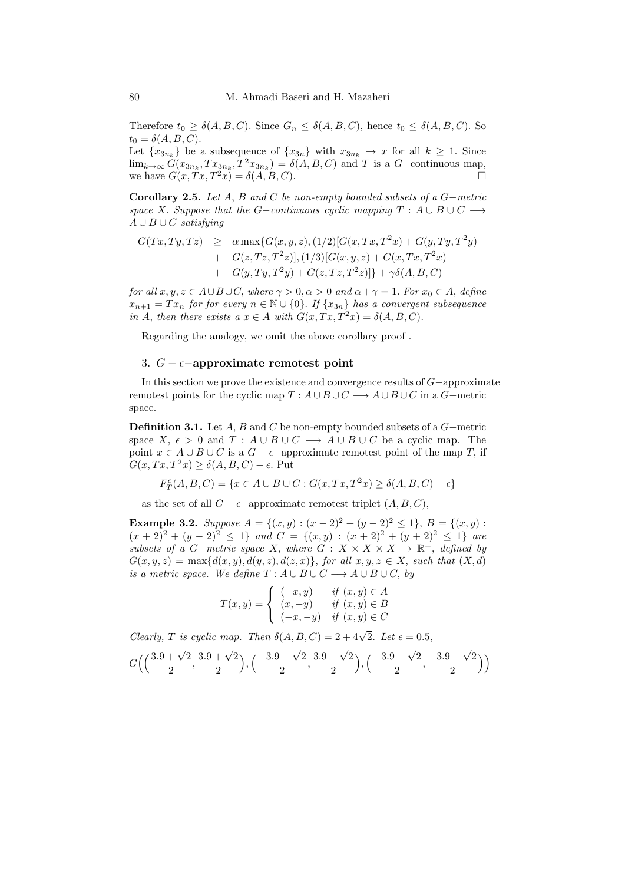Therefore $t_0 \geq \delta(A,B,C)$. Since $G_n \leq \delta(A,B,C)$, hence $t_0 \leq \delta(A,B,C)$. So $t_0 = \delta(A,B,C)$.
Let $\{x_{3n_k}\}$ be a subsequence of $\{x_{3n}\}$ with $x_{3n_k} \to x$ for all $k \geq 1$. Since $\lim_{k\to\infty} G(x_{3n_k}, Tx_{3n_k}, T^2x_{3n_k}) = \delta(A,B,C)$ and $T$ is a $G-$continuous map, we have $G(x,Tx,T^2x) = \delta(A,B,C)$. □

**Corollary 2.5.** *Let $A$, $B$ and $C$ be non-empty bounded subsets of a $G-$metric space $X$. Suppose that the $G-$continuous cyclic mapping $T : A\cup B\cup C \longrightarrow A\cup B\cup C$ satisfying*

$$\begin{aligned} G(Tx,Ty,Tz) \;\; &\geq \;\; \alpha \max\{G(x,y,z), (1/2)[G(x,Tx,T^2x) + G(y,Ty,T^2y) \\ &+ \;\; G(z,Tz,T^2z)], (1/3)[G(x,y,z) + G(x,Tx,T^2x) \\ &+ \;\; G(y,Ty,T^2y) + G(z,Tz,T^2z)]\} + \gamma\delta(A,B,C) \end{aligned}$$

*for all $x,y,z \in A\cup B\cup C$, where $\gamma > 0, \alpha > 0$ and $\alpha+\gamma = 1$. For $x_0 \in A$, define $x_{n+1} = Tx_n$ for for every $n \in \mathbb{N}\cup\{0\}$. If $\{x_{3n}\}$ has a convergent subsequence in $A$, then there exists a $x \in A$ with $G(x,Tx,T^2x) = \delta(A,B,C)$.*

Regarding the analogy, we omit the above corollary proof .

## 3. $G-\epsilon-$approximate remotest point

In this section we prove the existence and convergence results of $G-$approximate remotest points for the cyclic map $T : A\cup B\cup C \longrightarrow A\cup B\cup C$ in a $G-$metric space.

**Definition 3.1.** Let $A$, $B$ and $C$ be non-empty bounded subsets of a $G-$metric space $X$, $\epsilon > 0$ and $T : A\cup B\cup C \longrightarrow A\cup B\cup C$ be a cyclic map. The point $x \in A\cup B\cup C$ is a $G-\epsilon-$approximate remotest point of the map $T$, if $G(x,Tx,T^2x) \geq \delta(A,B,C) - \epsilon$. Put

$$F_T^{\epsilon}(A,B,C) = \{x \in A\cup B\cup C : G(x,Tx,T^2x) \geq \delta(A,B,C) - \epsilon\}$$

as the set of all $G-\epsilon-$approximate remotest triplet $(A,B,C)$,

**Example 3.2.** *Suppose $A = \{(x,y) : (x-2)^2 + (y-2)^2 \leq 1\}$, $B = \{(x,y) : (x+2)^2 + (y-2)^2 \leq 1\}$ and $C = \{(x,y) : (x+2)^2 + (y+2)^2 \leq 1\}$ are subsets of a $G-$metric space $X$, where $G : X\times X\times X \to \mathbb{R}^+$, defined by $G(x,y,z) = \max\{d(x,y), d(y,z), d(z,x)\}$, for all $x,y,z \in X$, such that $(X,d)$ is a metric space. We define $T : A\cup B\cup C \longrightarrow A\cup B\cup C$, by*

$$T(x,y) = \begin{cases} (-x,y) & \text{if } (x,y) \in A \\ (x,-y) & \text{if } (x,y) \in B \\ (-x,-y) & \text{if } (x,y) \in C \end{cases}$$

*Clearly, $T$ is cyclic map. Then $\delta(A,B,C) = 2+4\sqrt{2}$. Let $\epsilon = 0.5$,*

$$G\Big(\Big(\frac{3.9+\sqrt{2}}{2}, \frac{3.9+\sqrt{2}}{2}\Big), \Big(\frac{-3.9-\sqrt{2}}{2}, \frac{3.9+\sqrt{2}}{2}\Big), \Big(\frac{-3.9-\sqrt{2}}{2}, \frac{-3.9-\sqrt{2}}{2}\Big)\Big)$$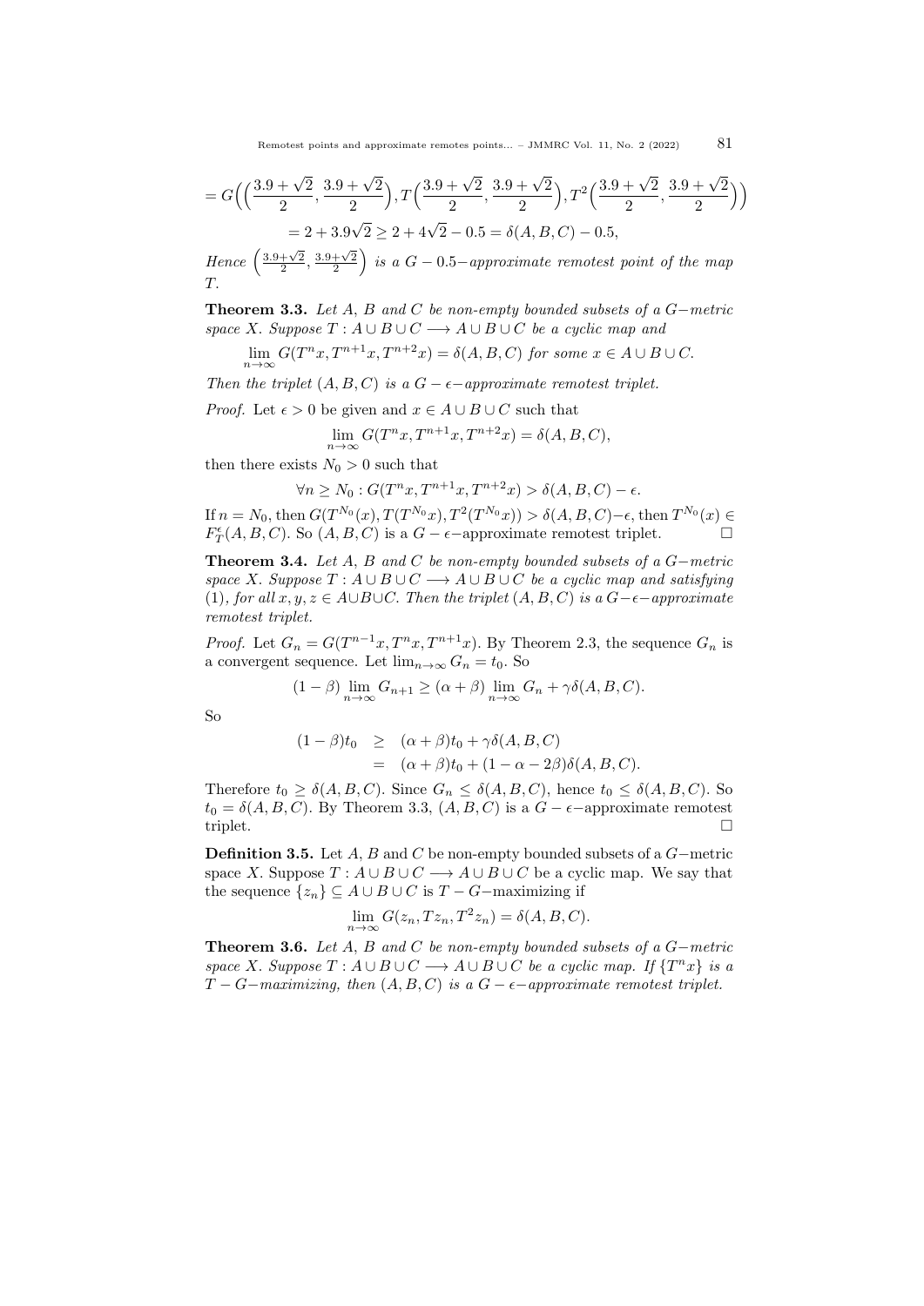$$= G\Big(\Big(\frac{3.9+\sqrt{2}}{2}, \frac{3.9+\sqrt{2}}{2}\Big), T\Big(\frac{3.9+\sqrt{2}}{2}, \frac{3.9+\sqrt{2}}{2}\Big), T^2\Big(\frac{3.9+\sqrt{2}}{2}, \frac{3.9+\sqrt{2}}{2}\Big)\Big)$$

$$= 2 + 3.9\sqrt{2} \geq 2 + 4\sqrt{2} - 0.5 = \delta(A, B, C) - 0.5,$$

*Hence* $\Big(\frac{3.9+\sqrt{2}}{2}, \frac{3.9+\sqrt{2}}{2}\Big)$ *is a* $G - 0.5-$*approximate remotest point of the map* $T$.

**Theorem 3.3.** *Let* $A$, $B$ *and* $C$ *be non-empty bounded subsets of a* $G-$*metric space* $X$. *Suppose* $T : A \cup B \cup C \longrightarrow A \cup B \cup C$ *be a cyclic map and*

$$\lim_{n\to\infty} G(T^n x, T^{n+1}x, T^{n+2}x) = \delta(A, B, C) \text{ for some } x \in A \cup B \cup C.$$

*Then the triplet* $(A, B, C)$ *is a* $G - \epsilon-$*approximate remotest triplet.*

*Proof.* Let $\epsilon > 0$ be given and $x \in A \cup B \cup C$ such that

$$\lim_{n\to\infty} G(T^n x, T^{n+1}x, T^{n+2}x) = \delta(A, B, C),$$

then there exists $N_0 > 0$ such that

$$\forall n \geq N_0 : G(T^n x, T^{n+1}x, T^{n+2}x) > \delta(A, B, C) - \epsilon.$$

If $n = N_0$, then $G(T^{N_0}(x), T(T^{N_0}x), T^2(T^{N_0}x)) > \delta(A, B, C) - \epsilon$, then $T^{N_0}(x) \in F_T^{\epsilon}(A, B, C)$. So $(A, B, C)$ is a $G - \epsilon-$approximate remotest triplet. □

**Theorem 3.4.** *Let* $A$, $B$ *and* $C$ *be non-empty bounded subsets of a* $G-$*metric space* $X$. *Suppose* $T : A \cup B \cup C \longrightarrow A \cup B \cup C$ *be a cyclic map and satisfying* (1), *for all* $x, y, z \in A \cup B \cup C$. *Then the triplet* $(A, B, C)$ *is a* $G - \epsilon-$*approximate remotest triplet.*

*Proof.* Let $G_n = G(T^{n-1}x, T^n x, T^{n+1}x)$. By Theorem 2.3, the sequence $G_n$ is a convergent sequence. Let $\lim_{n\to\infty} G_n = t_0$. So

$$(1 - \beta) \lim_{n\to\infty} G_{n+1} \geq (\alpha + \beta) \lim_{n\to\infty} G_n + \gamma\delta(A, B, C).$$

So

$$\begin{aligned}
(1 - \beta)t_0 &\geq (\alpha + \beta)t_0 + \gamma\delta(A, B, C) \\
&= (\alpha + \beta)t_0 + (1 - \alpha - 2\beta)\delta(A, B, C).
\end{aligned}$$

Therefore $t_0 \geq \delta(A, B, C)$. Since $G_n \leq \delta(A, B, C)$, hence $t_0 \leq \delta(A, B, C)$. So $t_0 = \delta(A, B, C)$. By Theorem 3.3, $(A, B, C)$ is a $G - \epsilon-$approximate remotest triplet. □

**Definition 3.5.** Let $A$, $B$ and $C$ be non-empty bounded subsets of a $G-$metric space $X$. Suppose $T : A \cup B \cup C \longrightarrow A \cup B \cup C$ be a cyclic map. We say that the sequence $\{z_n\} \subseteq A \cup B \cup C$ is $T - G-$maximizing if

$$\lim_{n\to\infty} G(z_n, Tz_n, T^2 z_n) = \delta(A, B, C).$$

**Theorem 3.6.** *Let* $A$, $B$ *and* $C$ *be non-empty bounded subsets of a* $G-$*metric space* $X$. *Suppose* $T : A \cup B \cup C \longrightarrow A \cup B \cup C$ *be a cyclic map. If* $\{T^n x\}$ *is a* $T - G-$*maximizing, then* $(A, B, C)$ *is a* $G - \epsilon-$*approximate remotest triplet.*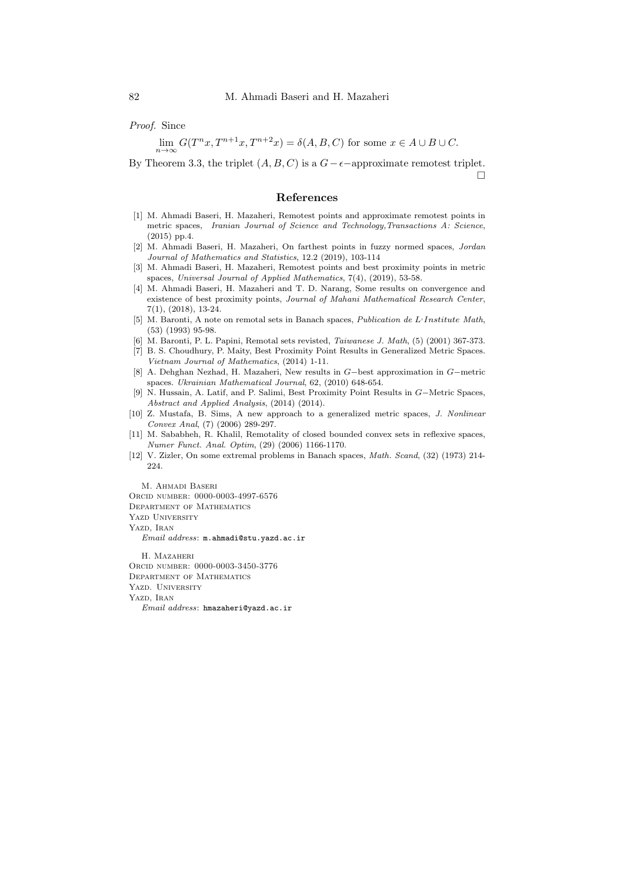*Proof.* Since

$$\lim_{n\to\infty} G(T^n x, T^{n+1}x, T^{n+2}x) = \delta(A, B, C) \text{ for some } x \in A \cup B \cup C.$$

By Theorem 3.3, the triplet $(A, B, C)$ is a $G-\epsilon-$approximate remotest triplet. □

## References

[1] M. Ahmadi Baseri, H. Mazaheri, Remotest points and approximate remotest points in metric spaces, *Iranian Journal of Science and Technology,Transactions A: Science*, (2015) pp.4.

[2] M. Ahmadi Baseri, H. Mazaheri, On farthest points in fuzzy normed spaces, *Jordan Journal of Mathematics and Statistics*, 12.2 (2019), 103-114

[3] M. Ahmadi Baseri, H. Mazaheri, Remotest points and best proximity points in metric spaces, *Universal Journal of Applied Mathematics*, 7(4), (2019), 53-58.

[4] M. Ahmadi Baseri, H. Mazaheri and T. D. Narang, Some results on convergence and existence of best proximity points, *Journal of Mahani Mathematical Research Center*, 7(1), (2018), 13-24.

[5] M. Baronti, A note on remotal sets in Banach spaces, *Publication de L·Institute Math*, (53) (1993) 95-98.

[6] M. Baronti, P. L. Papini, Remotal sets revisted, *Taiwanese J. Math*, (5) (2001) 367-373.

[7] B. S. Choudhury, P. Maity, Best Proximity Point Results in Generalized Metric Spaces. *Vietnam Journal of Mathematics*, (2014) 1-11.

[8] A. Dehghan Nezhad, H. Mazaheri, New results in $G-$best approximation in $G-$metric spaces. *Ukrainian Mathematical Journal*, 62, (2010) 648-654.

[9] N. Hussain, A. Latif, and P. Salimi, Best Proximity Point Results in $G-$Metric Spaces, *Abstract and Applied Analysis*, (2014) (2014).

[10] Z. Mustafa, B. Sims, A new approach to a generalized metric spaces, *J. Nonlinear Convex Anal*, (7) (2006) 289-297.

[11] M. Sababheh, R. Khalil, Remotality of closed bounded convex sets in reflexive spaces, *Numer Funct. Anal. Optim*, (29) (2006) 1166-1170.

[12] V. Zizler, On some extremal problems in Banach spaces, *Math. Scand*, (32) (1973) 214-224.

M. Ahmadi Baseri
Orcid number: 0000-0003-4997-6576
Department of Mathematics
Yazd University
Yazd, Iran
*Email address*: m.ahmadi@stu.yazd.ac.ir

H. Mazaheri
Orcid number: 0000-0003-3450-3776
Department of Mathematics
Yazd. University
Yazd, Iran
*Email address*: hmazaheri@yazd.ac.ir